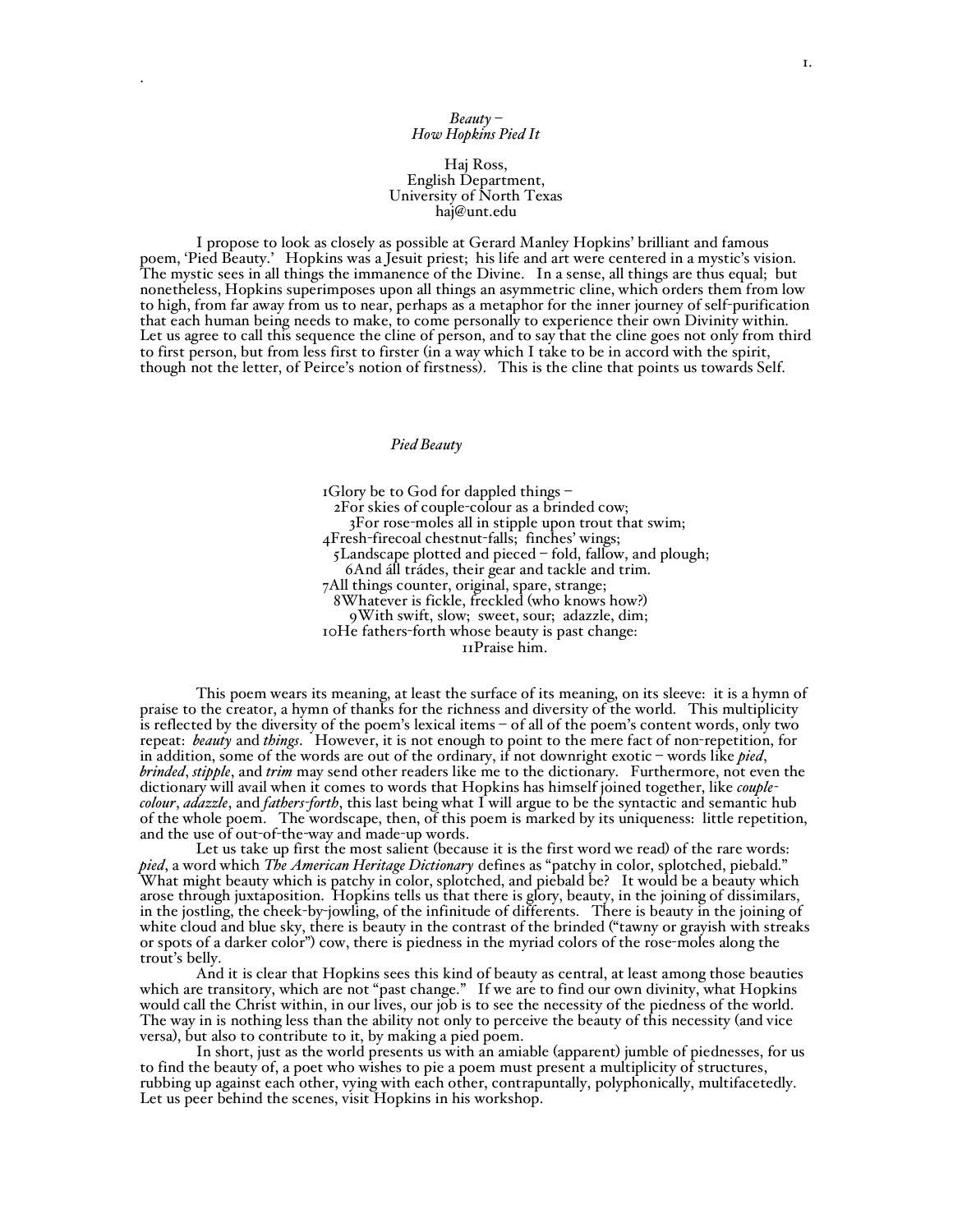*Beauty –*
*How Hopkins Pied It*

Haj Ross,
English Department,
University of North Texas
haj@unt.edu

I propose to look as closely as possible at Gerard Manley Hopkins' brilliant and famous poem, 'Pied Beauty.' Hopkins was a Jesuit priest; his life and art were centered in a mystic's vision. The mystic sees in all things the immanence of the Divine. In a sense, all things are thus equal; but nonetheless, Hopkins superimposes upon all things an asymmetric cline, which orders them from low to high, from far away from us to near, perhaps as a metaphor for the inner journey of self-purification that each human being needs to make, to come personally to experience their own Divinity within. Let us agree to call this sequence the cline of person, and to say that the cline goes not only from third to first person, but from less first to firster (in a way which I take to be in accord with the spirit, though not the letter, of Peirce's notion of firstness). This is the cline that points us towards Self.

*Pied Beauty*

1Glory be to God for dappled things –
2For skies of couple-colour as a brinded cow;
3For rose-moles all in stipple upon trout that swim;
4Fresh-firecoal chestnut-falls; finches' wings;
5Landscape plotted and pieced – fold, fallow, and plough;
6And áll trádes, their gear and tackle and trim.
7All things counter, original, spare, strange;
8Whatever is fickle, freckled (who knows how?)
9With swift, slow; sweet, sour; adazzle, dim;
10He fathers-forth whose beauty is past change:
11Praise him.

This poem wears its meaning, at least the surface of its meaning, on its sleeve: it is a hymn of praise to the creator, a hymn of thanks for the richness and diversity of the world. This multiplicity is reflected by the diversity of the poem's lexical items – of all of the poem's content words, only two repeat: ***beauty*** and ***things***. However, it is not enough to point to the mere fact of non-repetition, for in addition, some of the words are out of the ordinary, if not downright exotic – words like ***pied***, ***brinded***, ***stipple***, and ***trim*** may send other readers like me to the dictionary. Furthermore, not even the dictionary will avail when it comes to words that Hopkins has himself joined together, like ***couple-colour***, ***adazzle***, and ***fathers-forth***, this last being what I will argue to be the syntactic and semantic hub of the whole poem. The wordscape, then, of this poem is marked by its uniqueness: little repetition, and the use of out-of-the-way and made-up words.

Let us take up first the most salient (because it is the first word we read) of the rare words: ***pied***, a word which ***The American Heritage Dictionary*** defines as "patchy in color, splotched, piebald." What might beauty which is patchy in color, splotched, and piebald be? It would be a beauty which arose through juxtaposition. Hopkins tells us that there is glory, beauty, in the joining of dissimilars, in the jostling, the cheek-by-jowling, of the infinitude of differents. There is beauty in the joining of white cloud and blue sky, there is beauty in the contrast of the brinded ("tawny or grayish with streaks or spots of a darker color") cow, there is piedness in the myriad colors of the rose-moles along the trout's belly.

And it is clear that Hopkins sees this kind of beauty as central, at least among those beauties which are transitory, which are not "past change." If we are to find our own divinity, what Hopkins would call the Christ within, in our lives, our job is to see the necessity of the piedness of the world. The way in is nothing less than the ability not only to perceive the beauty of this necessity (and vice versa), but also to contribute to it, by making a pied poem.

In short, just as the world presents us with an amiable (apparent) jumble of piednesses, for us to find the beauty of, a poet who wishes to pie a poem must present a multiplicity of structures, rubbing up against each other, vying with each other, contrapuntally, polyphonically, multifacetedly. Let us peer behind the scenes, visit Hopkins in his workshop.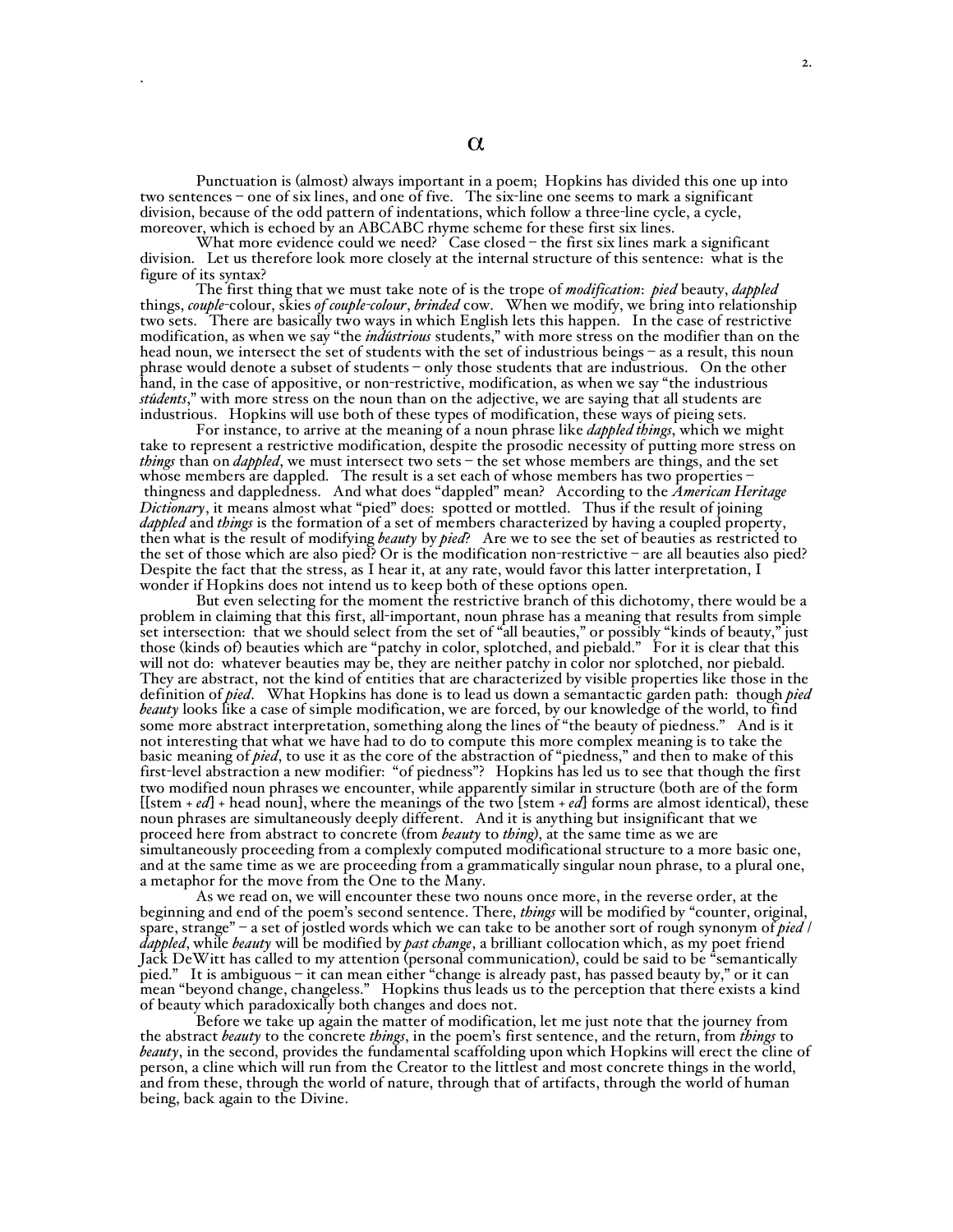# α

Punctuation is (almost) always important in a poem; Hopkins has divided this one up into two sentences – one of six lines, and one of five. The six-line one seems to mark a significant division, because of the odd pattern of indentations, which follow a three-line cycle, a cycle, moreover, which is echoed by an ABCABC rhyme scheme for these first six lines.

What more evidence could we need? Case closed – the first six lines mark a significant division. Let us therefore look more closely at the internal structure of this sentence: what is the figure of its syntax?

The first thing that we must take note of is the trope of *modification*: *pied* beauty, *dappled* things, *couple*-colour, skies *of couple-colour*, *brinded* cow. When we modify, we bring into relationship two sets. There are basically two ways in which English lets this happen. In the case of restrictive modification, as when we say "the *indústrious* students," with more stress on the modifier than on the head noun, we intersect the set of students with the set of industrious beings – as a result, this noun phrase would denote a subset of students – only those students that are industrious. On the other hand, in the case of appositive, or non-restrictive, modification, as when we say "the industrious *stúdents*," with more stress on the noun than on the adjective, we are saying that all students are industrious. Hopkins will use both of these types of modification, these ways of pieing sets.

For instance, to arrive at the meaning of a noun phrase like *dappled things*, which we might take to represent a restrictive modification, despite the prosodic necessity of putting more stress on *things* than on *dappled*, we must intersect two sets – the set whose members are things, and the set whose members are dappled. The result is a set each of whose members has two properties – thingness and dappledness. And what does "dappled" mean? According to the *American Heritage Dictionary*, it means almost what "pied" does: spotted or mottled. Thus if the result of joining *dappled* and *things* is the formation of a set of members characterized by having a coupled property, then what is the result of modifying *beauty* by *pied*? Are we to see the set of beauties as restricted to the set of those which are also pied? Or is the modification non-restrictive – are all beauties also pied? Despite the fact that the stress, as I hear it, at any rate, would favor this latter interpretation, I wonder if Hopkins does not intend us to keep both of these options open.

But even selecting for the moment the restrictive branch of this dichotomy, there would be a problem in claiming that this first, all-important, noun phrase has a meaning that results from simple set intersection: that we should select from the set of "all beauties," or possibly "kinds of beauty," just those (kinds of) beauties which are "patchy in color, splotched, and piebald." For it is clear that this will not do: whatever beauties may be, they are neither patchy in color nor splotched, nor piebald. They are abstract, not the kind of entities that are characterized by visible properties like those in the definition of *pied*. What Hopkins has done is to lead us down a semantactic garden path: though *pied beauty* looks like a case of simple modification, we are forced, by our knowledge of the world, to find some more abstract interpretation, something along the lines of "the beauty of piedness." And is it not interesting that what we have had to do to compute this more complex meaning is to take the basic meaning of *pied*, to use it as the core of the abstraction of "piedness," and then to make of this first-level abstraction a new modifier: "of piedness"? Hopkins has led us to see that though the first two modified noun phrases we encounter, while apparently similar in structure (both are of the form [[stem + *ed*] + head noun], where the meanings of the two [stem + *ed*] forms are almost identical), these noun phrases are simultaneously deeply different. And it is anything but insignificant that we proceed here from abstract to concrete (from *beauty* to *thing*), at the same time as we are simultaneously proceeding from a complexly computed modificational structure to a more basic one, and at the same time as we are proceeding from a grammatically singular noun phrase, to a plural one, a metaphor for the move from the One to the Many.

As we read on, we will encounter these two nouns once more, in the reverse order, at the beginning and end of the poem's second sentence. There, *things* will be modified by "counter, original, spare, strange" – a set of jostled words which we can take to be another sort of rough synonym of *pied / dappled*, while *beauty* will be modified by *past change*, a brilliant collocation which, as my poet friend Jack DeWitt has called to my attention (personal communication), could be said to be "semantically pied." It is ambiguous – it can mean either "change is already past, has passed beauty by," or it can mean "beyond change, changeless." Hopkins thus leads us to the perception that there exists a kind of beauty which paradoxically both changes and does not.

Before we take up again the matter of modification, let me just note that the journey from the abstract *beauty* to the concrete *things*, in the poem's first sentence, and the return, from *things* to *beauty*, in the second, provides the fundamental scaffolding upon which Hopkins will erect the cline of person, a cline which will run from the Creator to the littlest and most concrete things in the world, and from these, through the world of nature, through that of artifacts, through the world of human being, back again to the Divine.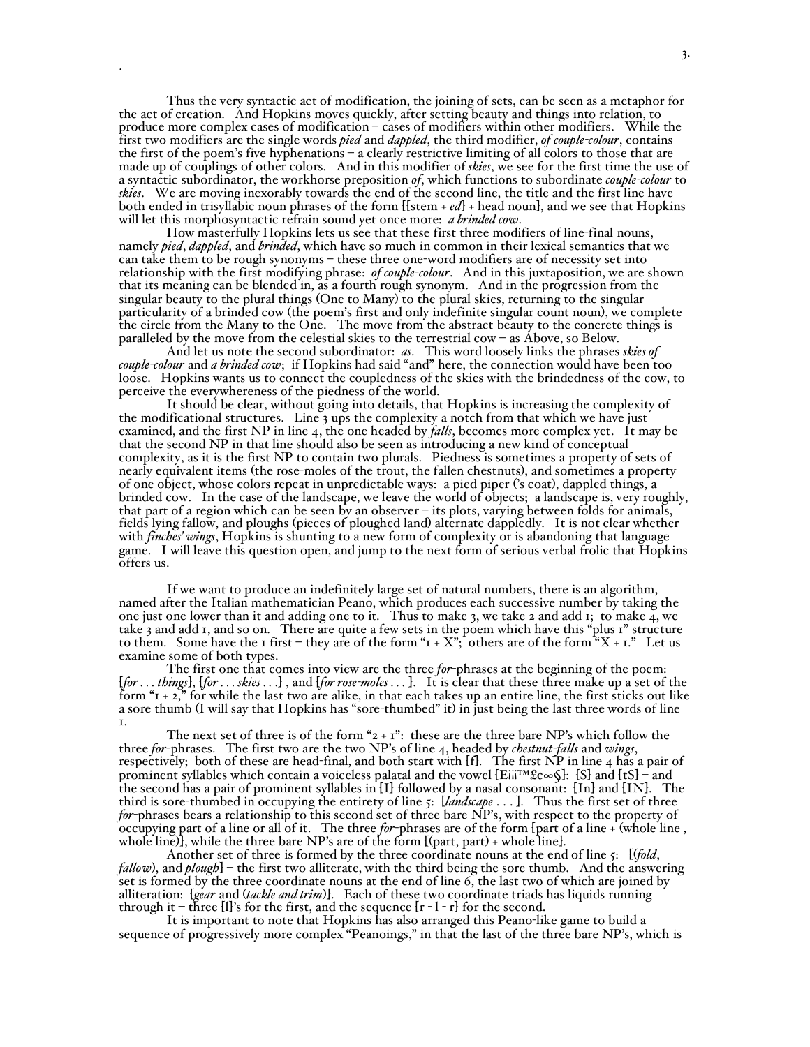Thus the very syntactic act of modification, the joining of sets, can be seen as a metaphor for the act of creation. And Hopkins moves quickly, after setting beauty and things into relation, to produce more complex cases of modification – cases of modifiers within other modifiers. While the first two modifiers are the single words *pied* and *dappled*, the third modifier, *of couple-colour*, contains the first of the poem's five hyphenations – a clearly restrictive limiting of all colors to those that are made up of couplings of other colors. And in this modifier of *skies*, we see for the first time the use of a syntactic subordinator, the workhorse preposition *of*, which functions to subordinate *couple-colour* to *skies*. We are moving inexorably towards the end of the second line, the title and the first line have both ended in trisyllabic noun phrases of the form [[stem + *ed*] + head noun], and we see that Hopkins will let this morphosyntactic refrain sound yet once more: *a brinded cow*.

How masterfully Hopkins lets us see that these first three modifiers of line-final nouns, namely *pied*, *dappled*, and *brinded*, which have so much in common in their lexical semantics that we can take them to be rough synonyms – these three one-word modifiers are of necessity set into relationship with the first modifying phrase: *of couple-colour*. And in this juxtaposition, we are shown that its meaning can be blended in, as a fourth rough synonym. And in the progression from the singular beauty to the plural things (One to Many) to the plural skies, returning to the singular particularity of a brinded cow (the poem's first and only indefinite singular count noun), we complete the circle from the Many to the One. The move from the abstract beauty to the concrete things is paralleled by the move from the celestial skies to the terrestrial cow – as Above, so Below.

And let us note the second subordinator: *as*. This word loosely links the phrases *skies of couple-colour* and *a brinded cow*; if Hopkins had said "and" here, the connection would have been too loose. Hopkins wants us to connect the coupledness of the skies with the brindedness of the cow, to perceive the everywhereness of the piedness of the world.

It should be clear, without going into details, that Hopkins is increasing the complexity of the modificational structures. Line 3 ups the complexity a notch from that which we have just examined, and the first NP in line 4, the one headed by *falls*, becomes more complex yet. It may be that the second NP in that line should also be seen as introducing a new kind of conceptual complexity, as it is the first NP to contain two plurals. Piedness is sometimes a property of sets of nearly equivalent items (the rose-moles of the trout, the fallen chestnuts), and sometimes a property of one object, whose colors repeat in unpredictable ways: a pied piper ('s coat), dappled things, a brinded cow. In the case of the landscape, we leave the world of objects; a landscape is, very roughly, that part of a region which can be seen by an observer – its plots, varying between folds for animals, fields lying fallow, and ploughs (pieces of ploughed land) alternate dappledly. It is not clear whether with *finches' wings*, Hopkins is shunting to a new form of complexity or is abandoning that language game. I will leave this question open, and jump to the next form of serious verbal frolic that Hopkins offers us.

If we want to produce an indefinitely large set of natural numbers, there is an algorithm, named after the Italian mathematician Peano, which produces each successive number by taking the one just one lower than it and adding one to it. Thus to make 3, we take 2 and add 1; to make 4, we take 3 and add 1, and so on. There are quite a few sets in the poem which have this "plus 1" structure to them. Some have the 1 first – they are of the form "1 + X"; others are of the form "X + 1." Let us examine some of both types.

The first one that comes into view are the three *for*-phrases at the beginning of the poem: [*for . . . things*], [*for . . . skies . . .*] , and [*for rose-moles . . .* ]. It is clear that these three make up a set of the form "1 + 2," for while the last two are alike, in that each takes up an entire line, the first sticks out like a sore thumb (I will say that Hopkins has "sore-thumbed" it) in just being the last three words of line 1.

The next set of three is of the form "2 + 1": these are the three bare NP's which follow the three *for*-phrases. The first two are the two NP's of line 4, headed by *chestnut-falls* and *wings*, respectively; both of these are head-final, and both start with [f]. The first NP in line 4 has a pair of prominent syllables which contain a voiceless palatal and the vowel [Eiiï™£¢∞§]: [S] and [tS] – and the second has a pair of prominent syllables in [I] followed by a nasal consonant: [In] and [IN]. The third is sore-thumbed in occupying the entirety of line 5: [*landscape . . .* ]. Thus the first set of three *for*-phrases bears a relationship to this second set of three bare NP's, with respect to the property of occupying part of a line or all of it. The three *for*-phrases are of the form [part of a line + (whole line , whole line)], while the three bare NP's are of the form [(part, part) + whole line].

Another set of three is formed by the three coordinate nouns at the end of line 5: [(*fold*, *fallow*), and *plough*] – the first two alliterate, with the third being the sore thumb. And the answering set is formed by the three coordinate nouns at the end of line 6, the last two of which are joined by alliteration: [*gear* and (*tackle and trim*)]. Each of these two coordinate triads has liquids running through it – three [l]'s for the first, and the sequence [r - l - r] for the second.

It is important to note that Hopkins has also arranged this Peano-like game to build a sequence of progressively more complex "Peanoings," in that the last of the three bare NP's, which is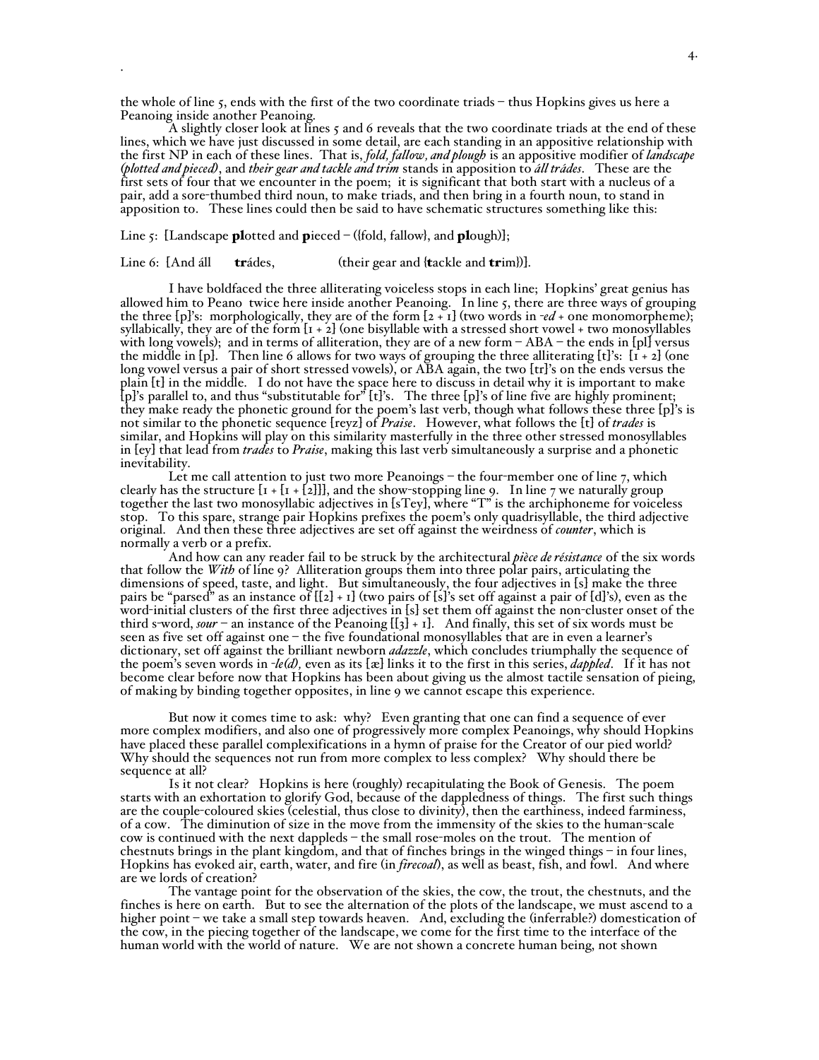the whole of line 5, ends with the first of the two coordinate triads – thus Hopkins gives us here a Peanoing inside another Peanoing.

A slightly closer look at lines 5 and 6 reveals that the two coordinate triads at the end of these lines, which we have just discussed in some detail, are each standing in an appositive relationship with the first NP in each of these lines. That is, *fold, fallow, and plough* is an appositive modifier of *landscape (plotted and pieced)*, and *their gear and tackle and trim* stands in apposition to *áll tráde*s. These are the first sets of four that we encounter in the poem; it is significant that both start with a nucleus of a pair, add a sore-thumbed third noun, to make triads, and then bring in a fourth noun, to stand in apposition to. These lines could then be said to have schematic structures something like this:

Line 5: [Landscape **pl**otted and **p**ieced – ({fold, fallow}, and **pl**ough)];

Line 6: [And áll **tr**ádes, (their gear and {**t**ackle and **tr**im})].

I have boldfaced the three alliterating voiceless stops in each line; Hopkins' great genius has allowed him to Peano twice here inside another Peanoing. In line 5, there are three ways of grouping the three [p]'s: morphologically, they are of the form [2 + 1] (two words in *-ed* + one monomorpheme); syllabically, they are of the form [1 + 2] (one bisyllable with a stressed short vowel + two monosyllables with long vowels); and in terms of alliteration, they are of a new form – ABA – the ends in [pl] versus the middle in [p]. Then line 6 allows for two ways of grouping the three alliterating [t]'s: [1 + 2] (one long vowel versus a pair of short stressed vowels), or ABA again, the two [tr]'s on the ends versus the plain [t] in the middle. I do not have the space here to discuss in detail why it is important to make [p]'s parallel to, and thus "substitutable for" [t]'s. The three [p]'s of line five are highly prominent; they make ready the phonetic ground for the poem's last verb, though what follows these three [p]'s is not similar to the phonetic sequence [reyz] of *Praise*. However, what follows the [t] of *trades* is similar, and Hopkins will play on this similarity masterfully in the three other stressed monosyllables in [ey] that lead from *trades* to *Praise*, making this last verb simultaneously a surprise and a phonetic inevitability.

Let me call attention to just two more Peanoings – the four-member one of line 7, which clearly has the structure [1 + [1 + [2]]], and the show-stopping line 9. In line 7 we naturally group together the last two monosyllabic adjectives in [sTey], where "T" is the archiphoneme for voiceless stop. To this spare, strange pair Hopkins prefixes the poem's only quadrisyllable, the third adjective original. And then these three adjectives are set off against the weirdness of *counter*, which is normally a verb or a prefix.

And how can any reader fail to be struck by the architectural *pièce de résistance* of the six words that follow the *With* of line 9? Alliteration groups them into three polar pairs, articulating the dimensions of speed, taste, and light. But simultaneously, the four adjectives in [s] make the three pairs be "parsed" as an instance of [[2] + 1] (two pairs of [s]'s set off against a pair of [d]'s), even as the word-initial clusters of the first three adjectives in [s] set them off against the non-cluster onset of the third s-word, *sour* – an instance of the Peanoing [[3] + 1]. And finally, this set of six words must be seen as five set off against one – the five foundational monosyllables that are in even a learner's dictionary, set off against the brilliant newborn *adazzle*, which concludes triumphally the sequence of the poem's seven words in *-le(d),* even as its [æ] links it to the first in this series, *dappled*. If it has not become clear before now that Hopkins has been about giving us the almost tactile sensation of pieing, of making by binding together opposites, in line 9 we cannot escape this experience.

But now it comes time to ask: why? Even granting that one can find a sequence of ever more complex modifiers, and also one of progressively more complex Peanoings, why should Hopkins have placed these parallel complexifications in a hymn of praise for the Creator of our pied world? Why should the sequences not run from more complex to less complex? Why should there be sequence at all?

Is it not clear? Hopkins is here (roughly) recapitulating the Book of Genesis. The poem starts with an exhortation to glorify God, because of the dappledness of things. The first such things are the couple-coloured skies (celestial, thus close to divinity), then the earthiness, indeed farminess, of a cow. The diminution of size in the move from the immensity of the skies to the human-scale cow is continued with the next dappleds – the small rose-moles on the trout. The mention of chestnuts brings in the plant kingdom, and that of finches brings in the winged things – in four lines, Hopkins has evoked air, earth, water, and fire (in *firecoal*), as well as beast, fish, and fowl. And where are we lords of creation?

The vantage point for the observation of the skies, the cow, the trout, the chestnuts, and the finches is here on earth. But to see the alternation of the plots of the landscape, we must ascend to a higher point – we take a small step towards heaven. And, excluding the (inferrable?) domestication of the cow, in the piecing together of the landscape, we come for the first time to the interface of the human world with the world of nature. We are not shown a concrete human being, not shown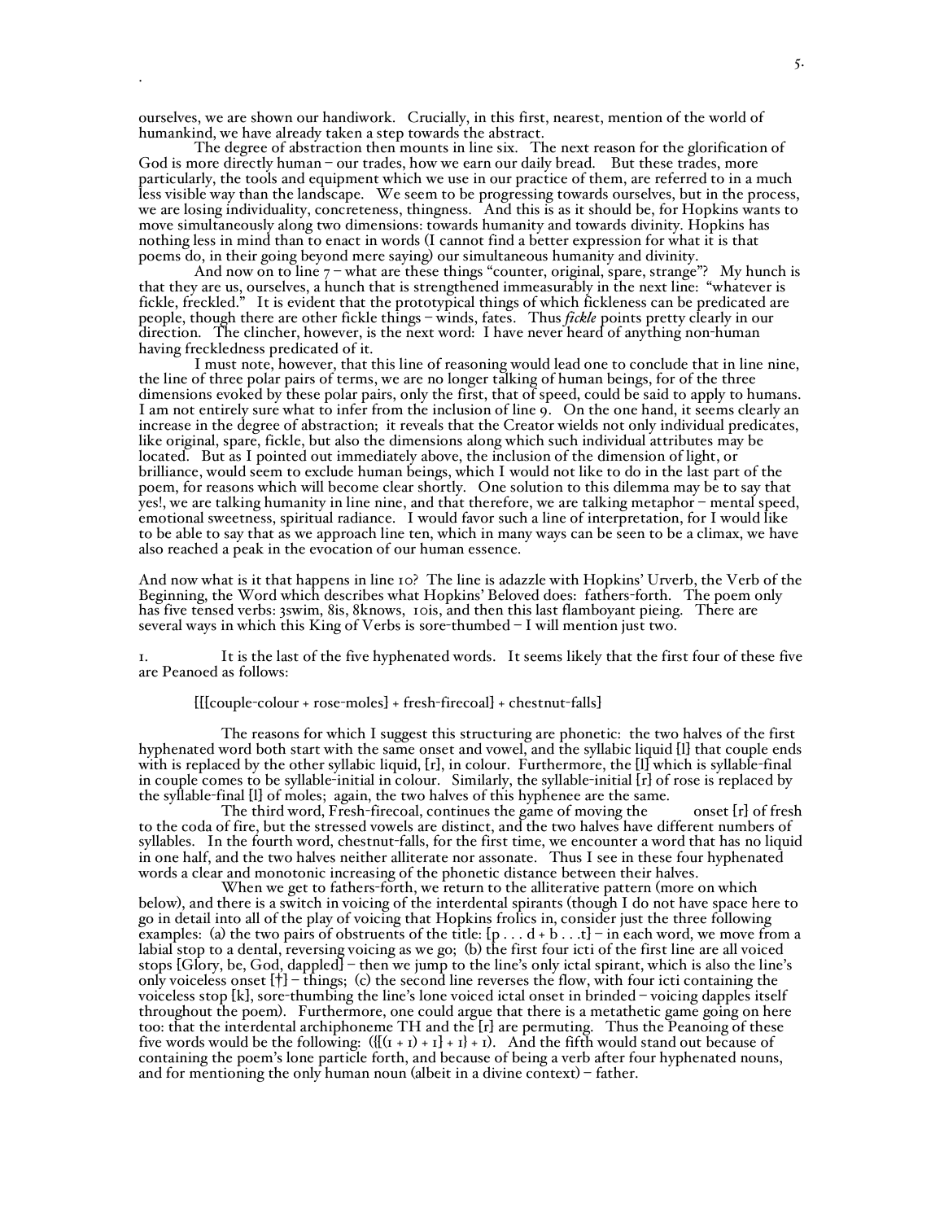ourselves, we are shown our handiwork. Crucially, in this first, nearest, mention of the world of humankind, we have already taken a step towards the abstract.

The degree of abstraction then mounts in line six. The next reason for the glorification of God is more directly human – our trades, how we earn our daily bread. But these trades, more particularly, the tools and equipment which we use in our practice of them, are referred to in a much less visible way than the landscape. We seem to be progressing towards ourselves, but in the process, we are losing individuality, concreteness, thingness. And this is as it should be, for Hopkins wants to move simultaneously along two dimensions: towards humanity and towards divinity. Hopkins has nothing less in mind than to enact in words (I cannot find a better expression for what it is that poems do, in their going beyond mere saying) our simultaneous humanity and divinity.

And now on to line 7 – what are these things "counter, original, spare, strange"? My hunch is that they are us, ourselves, a hunch that is strengthened immeasurably in the next line: "whatever is fickle, freckled." It is evident that the prototypical things of which fickleness can be predicated are people, though there are other fickle things – winds, fates. Thus *fickle* points pretty clearly in our direction. The clincher, however, is the next word: I have never heard of anything non-human having freckledness predicated of it.

I must note, however, that this line of reasoning would lead one to conclude that in line nine, the line of three polar pairs of terms, we are no longer talking of human beings, for of the three dimensions evoked by these polar pairs, only the first, that of speed, could be said to apply to humans. I am not entirely sure what to infer from the inclusion of line 9. On the one hand, it seems clearly an increase in the degree of abstraction; it reveals that the Creator wields not only individual predicates, like original, spare, fickle, but also the dimensions along which such individual attributes may be located. But as I pointed out immediately above, the inclusion of the dimension of light, or brilliance, would seem to exclude human beings, which I would not like to do in the last part of the poem, for reasons which will become clear shortly. One solution to this dilemma may be to say that yes!, we are talking humanity in line nine, and that therefore, we are talking metaphor – mental speed, emotional sweetness, spiritual radiance. I would favor such a line of interpretation, for I would like to be able to say that as we approach line ten, which in many ways can be seen to be a climax, we have also reached a peak in the evocation of our human essence.

And now what is it that happens in line 10? The line is adazzle with Hopkins' Urverb, the Verb of the Beginning, the Word which describes what Hopkins' Beloved does: fathers-forth. The poem only has five tensed verbs: 3swim, 8is, 8knows, 10is, and then this last flamboyant pieing. There are several ways in which this King of Verbs is sore-thumbed – I will mention just two.

1. It is the last of the five hyphenated words. It seems likely that the first four of these five are Peanoed as follows:

[[[couple-colour + rose-moles] + fresh-firecoal] + chestnut-falls]

The reasons for which I suggest this structuring are phonetic: the two halves of the first hyphenated word both start with the same onset and vowel, and the syllabic liquid [l] that couple ends with is replaced by the other syllabic liquid, [r], in colour. Furthermore, the [l] which is syllable-final in couple comes to be syllable-initial in colour. Similarly, the syllable-initial [r] of rose is replaced by the syllable-final [l] of moles; again, the two halves of this hyphenee are the same.

The third word, Fresh-firecoal, continues the game of moving the onset [r] of fresh to the coda of fire, but the stressed vowels are distinct, and the two halves have different numbers of syllables. In the fourth word, chestnut-falls, for the first time, we encounter a word that has no liquid in one half, and the two halves neither alliterate nor assonate. Thus I see in these four hyphenated words a clear and monotonic increasing of the phonetic distance between their halves.

When we get to fathers-forth, we return to the alliterative pattern (more on which below), and there is a switch in voicing of the interdental spirants (though I do not have space here to go in detail into all of the play of voicing that Hopkins frolics in, consider just the three following examples: (a) the two pairs of obstruents of the title: [p . . . d + b . . .t] – in each word, we move from a labial stop to a dental, reversing voicing as we go; (b) the first four icti of the first line are all voiced stops [Glory, be, God, dappled] – then we jump to the line's only ictal spirant, which is also the line's only voiceless onset [†] – things; (c) the second line reverses the flow, with four icti containing the voiceless stop [k], sore-thumbing the line's lone voiced ictal onset in brinded – voicing dapples itself throughout the poem). Furthermore, one could argue that there is a metathetic game going on here too: that the interdental archiphoneme TH and the [r] are permuting. Thus the Peanoing of these five words would be the following: ({[(1 + 1) + 1] + 1} + 1). And the fifth would stand out because of containing the poem's lone particle forth, and because of being a verb after four hyphenated nouns, and for mentioning the only human noun (albeit in a divine context) – father.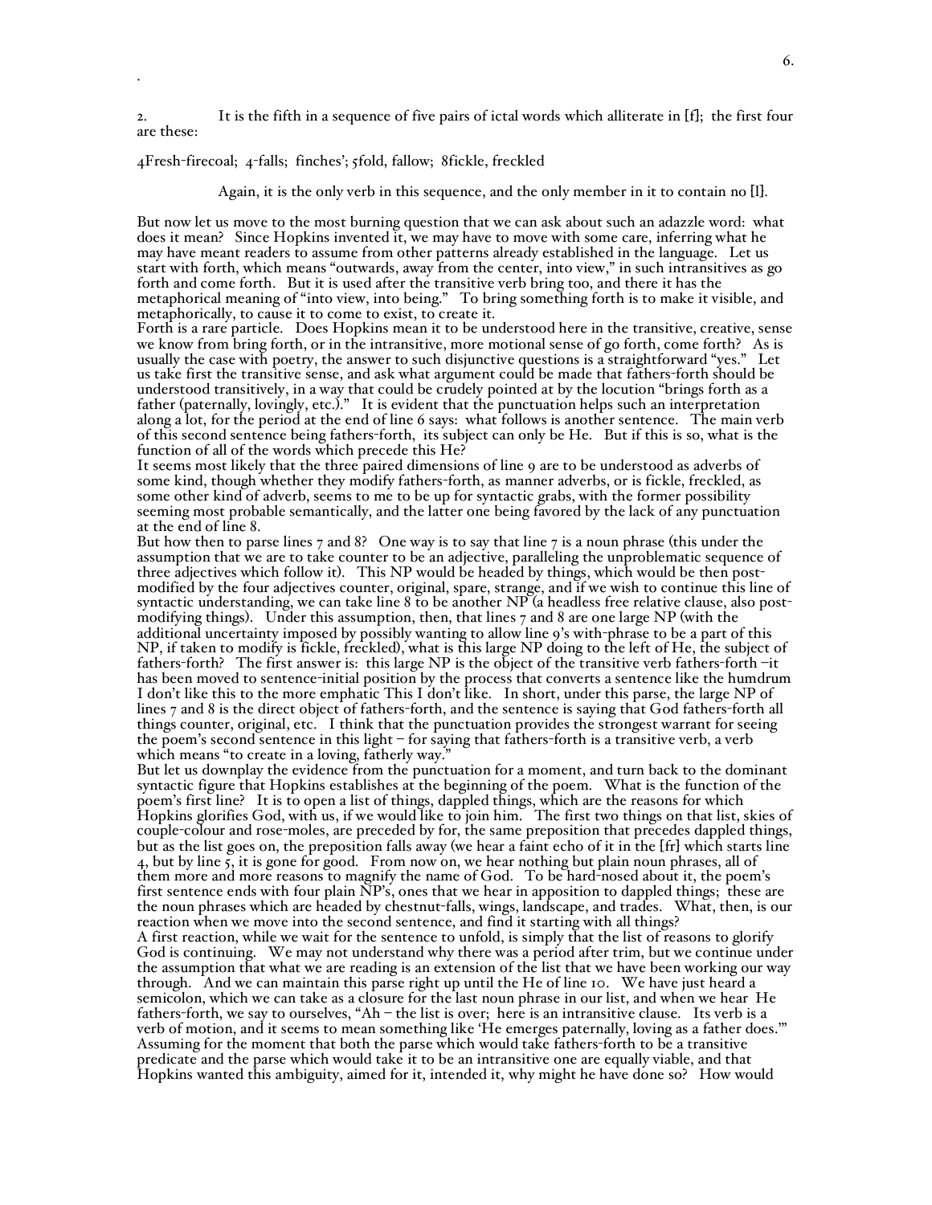2. It is the fifth in a sequence of five pairs of ictal words which alliterate in [f]; the first four are these:

4Fresh-firecoal; 4-falls; finches'; 5fold, fallow; 8fickle, freckled

Again, it is the only verb in this sequence, and the only member in it to contain no [l].

But now let us move to the most burning question that we can ask about such an adazzle word: what does it mean? Since Hopkins invented it, we may have to move with some care, inferring what he may have meant readers to assume from other patterns already established in the language. Let us start with forth, which means "outwards, away from the center, into view," in such intransitives as go forth and come forth. But it is used after the transitive verb bring too, and there it has the metaphorical meaning of "into view, into being." To bring something forth is to make it visible, and metaphorically, to cause it to come to exist, to create it.

Forth is a rare particle. Does Hopkins mean it to be understood here in the transitive, creative, sense we know from bring forth, or in the intransitive, more motional sense of go forth, come forth? As is usually the case with poetry, the answer to such disjunctive questions is a straightforward "yes." Let us take first the transitive sense, and ask what argument could be made that fathers-forth should be understood transitively, in a way that could be crudely pointed at by the locution "brings forth as a father (paternally, lovingly, etc.)." It is evident that the punctuation helps such an interpretation along a lot, for the period at the end of line 6 says: what follows is another sentence. The main verb of this second sentence being fathers-forth, its subject can only be He. But if this is so, what is the function of all of the words which precede this He?

It seems most likely that the three paired dimensions of line 9 are to be understood as adverbs of some kind, though whether they modify fathers-forth, as manner adverbs, or is fickle, freckled, as some other kind of adverb, seems to me to be up for syntactic grabs, with the former possibility seeming most probable semantically, and the latter one being favored by the lack of any punctuation at the end of line 8.

But how then to parse lines 7 and 8? One way is to say that line 7 is a noun phrase (this under the assumption that we are to take counter to be an adjective, paralleling the unproblematic sequence of three adjectives which follow it). This NP would be headed by things, which would be then post-modified by the four adjectives counter, original, spare, strange, and if we wish to continue this line of syntactic understanding, we can take line 8 to be another NP (a headless free relative clause, also post-modifying things). Under this assumption, then, that lines 7 and 8 are one large NP (with the additional uncertainty imposed by possibly wanting to allow line 9's with-phrase to be a part of this NP, if taken to modify is fickle, freckled), what is this large NP doing to the left of He, the subject of fathers-forth? The first answer is: this large NP is the object of the transitive verb fathers-forth –it has been moved to sentence-initial position by the process that converts a sentence like the humdrum I don't like this to the more emphatic This I don't like. In short, under this parse, the large NP of lines 7 and 8 is the direct object of fathers-forth, and the sentence is saying that God fathers-forth all things counter, original, etc. I think that the punctuation provides the strongest warrant for seeing the poem's second sentence in this light – for saying that fathers-forth is a transitive verb, a verb which means "to create in a loving, fatherly way."

But let us downplay the evidence from the punctuation for a moment, and turn back to the dominant syntactic figure that Hopkins establishes at the beginning of the poem. What is the function of the poem's first line? It is to open a list of things, dappled things, which are the reasons for which Hopkins glorifies God, with us, if we would like to join him. The first two things on that list, skies of couple-colour and rose-moles, are preceded by for, the same preposition that precedes dappled things, but as the list goes on, the preposition falls away (we hear a faint echo of it in the [fr] which starts line 4, but by line 5, it is gone for good. From now on, we hear nothing but plain noun phrases, all of them more and more reasons to magnify the name of God. To be hard-nosed about it, the poem's first sentence ends with four plain NP's, ones that we hear in apposition to dappled things; these are the noun phrases which are headed by chestnut-falls, wings, landscape, and trades. What, then, is our reaction when we move into the second sentence, and find it starting with all things?

A first reaction, while we wait for the sentence to unfold, is simply that the list of reasons to glorify God is continuing. We may not understand why there was a period after trim, but we continue under the assumption that what we are reading is an extension of the list that we have been working our way through. And we can maintain this parse right up until the He of line 10. We have just heard a semicolon, which we can take as a closure for the last noun phrase in our list, and when we hear He fathers-forth, we say to ourselves, "Ah – the list is over; here is an intransitive clause. Its verb is a verb of motion, and it seems to mean something like 'He emerges paternally, loving as a father does.'" Assuming for the moment that both the parse which would take fathers-forth to be a transitive predicate and the parse which would take it to be an intransitive one are equally viable, and that Hopkins wanted this ambiguity, aimed for it, intended it, why might he have done so? How would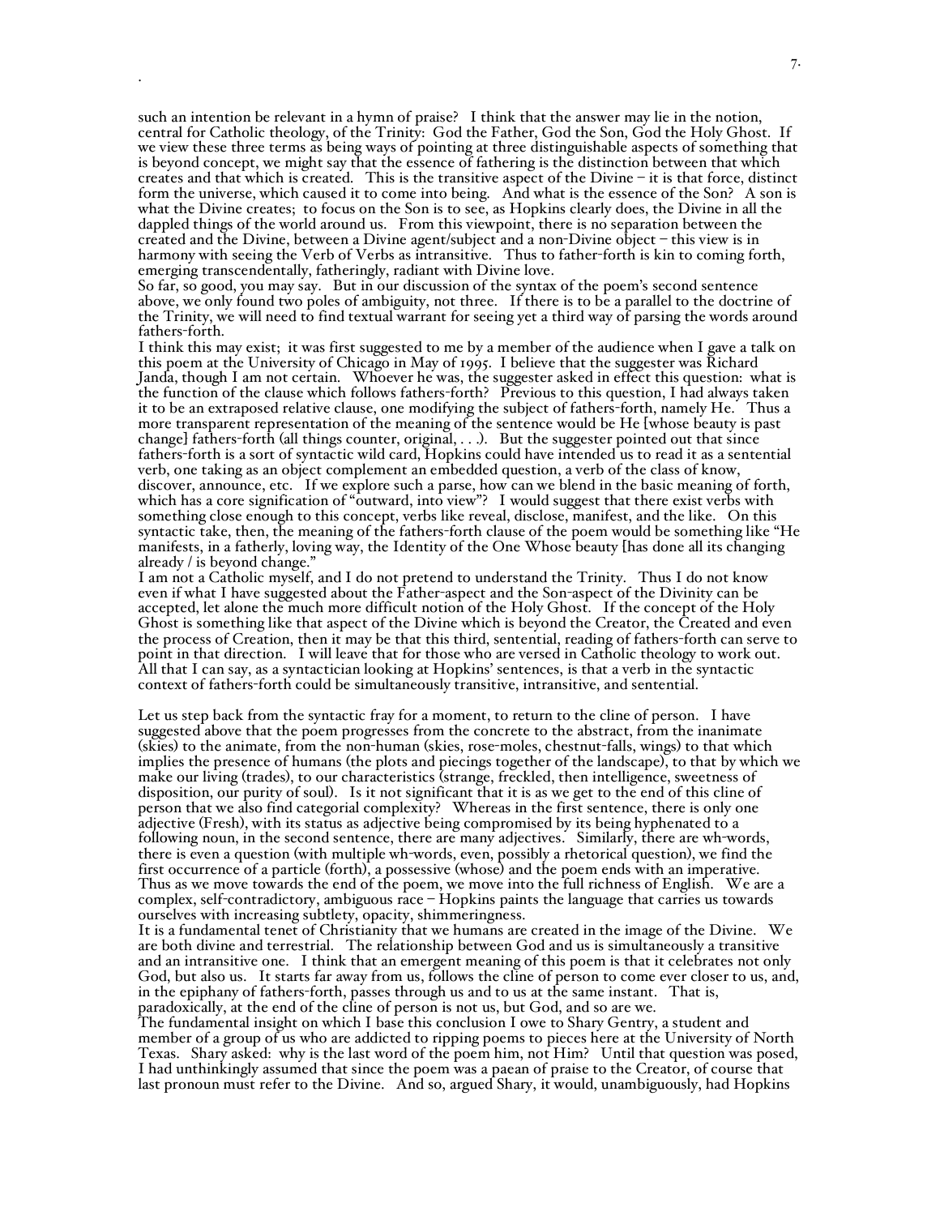such an intention be relevant in a hymn of praise? I think that the answer may lie in the notion, central for Catholic theology, of the Trinity: God the Father, God the Son, God the Holy Ghost. If we view these three terms as being ways of pointing at three distinguishable aspects of something that is beyond concept, we might say that the essence of fathering is the distinction between that which creates and that which is created. This is the transitive aspect of the Divine – it is that force, distinct form the universe, which caused it to come into being. And what is the essence of the Son? A son is what the Divine creates; to focus on the Son is to see, as Hopkins clearly does, the Divine in all the dappled things of the world around us. From this viewpoint, there is no separation between the created and the Divine, between a Divine agent/subject and a non-Divine object – this view is in harmony with seeing the Verb of Verbs as intransitive. Thus to father-forth is kin to coming forth, emerging transcendentally, fatheringly, radiant with Divine love.

So far, so good, you may say. But in our discussion of the syntax of the poem's second sentence above, we only found two poles of ambiguity, not three. If there is to be a parallel to the doctrine of the Trinity, we will need to find textual warrant for seeing yet a third way of parsing the words around fathers-forth.

I think this may exist; it was first suggested to me by a member of the audience when I gave a talk on this poem at the University of Chicago in May of 1995. I believe that the suggester was Richard Janda, though I am not certain. Whoever he was, the suggester asked in effect this question: what is the function of the clause which follows fathers-forth? Previous to this question, I had always taken it to be an extraposed relative clause, one modifying the subject of fathers-forth, namely He. Thus a more transparent representation of the meaning of the sentence would be He [whose beauty is past change] fathers-forth (all things counter, original, . . .). But the suggester pointed out that since fathers-forth is a sort of syntactic wild card, Hopkins could have intended us to read it as a sentential verb, one taking as an object complement an embedded question, a verb of the class of know, discover, announce, etc. If we explore such a parse, how can we blend in the basic meaning of forth, which has a core signification of "outward, into view"? I would suggest that there exist verbs with something close enough to this concept, verbs like reveal, disclose, manifest, and the like. On this syntactic take, then, the meaning of the fathers-forth clause of the poem would be something like "He manifests, in a fatherly, loving way, the Identity of the One Whose beauty [has done all its changing already / is beyond change."

I am not a Catholic myself, and I do not pretend to understand the Trinity. Thus I do not know even if what I have suggested about the Father-aspect and the Son-aspect of the Divinity can be accepted, let alone the much more difficult notion of the Holy Ghost. If the concept of the Holy Ghost is something like that aspect of the Divine which is beyond the Creator, the Created and even the process of Creation, then it may be that this third, sentential, reading of fathers-forth can serve to point in that direction. I will leave that for those who are versed in Catholic theology to work out. All that I can say, as a syntactician looking at Hopkins' sentences, is that a verb in the syntactic context of fathers-forth could be simultaneously transitive, intransitive, and sentential.

Let us step back from the syntactic fray for a moment, to return to the cline of person. I have suggested above that the poem progresses from the concrete to the abstract, from the inanimate (skies) to the animate, from the non-human (skies, rose-moles, chestnut-falls, wings) to that which implies the presence of humans (the plots and piecings together of the landscape), to that by which we make our living (trades), to our characteristics (strange, freckled, then intelligence, sweetness of disposition, our purity of soul). Is it not significant that it is as we get to the end of this cline of person that we also find categorial complexity? Whereas in the first sentence, there is only one adjective (Fresh), with its status as adjective being compromised by its being hyphenated to a following noun, in the second sentence, there are many adjectives. Similarly, there are wh-words, there is even a question (with multiple wh-words, even, possibly a rhetorical question), we find the first occurrence of a particle (forth), a possessive (whose) and the poem ends with an imperative. Thus as we move towards the end of the poem, we move into the full richness of English. We are a complex, self-contradictory, ambiguous race – Hopkins paints the language that carries us towards ourselves with increasing subtlety, opacity, shimmeringness.

It is a fundamental tenet of Christianity that we humans are created in the image of the Divine. We are both divine and terrestrial. The relationship between God and us is simultaneously a transitive and an intransitive one. I think that an emergent meaning of this poem is that it celebrates not only God, but also us. It starts far away from us, follows the cline of person to come ever closer to us, and, in the epiphany of fathers-forth, passes through us and to us at the same instant. That is, paradoxically, at the end of the cline of person is not us, but God, and so are we.

The fundamental insight on which I base this conclusion I owe to Shary Gentry, a student and member of a group of us who are addicted to ripping poems to pieces here at the University of North Texas. Shary asked: why is the last word of the poem him, not Him? Until that question was posed, I had unthinkingly assumed that since the poem was a paean of praise to the Creator, of course that last pronoun must refer to the Divine. And so, argued Shary, it would, unambiguously, had Hopkins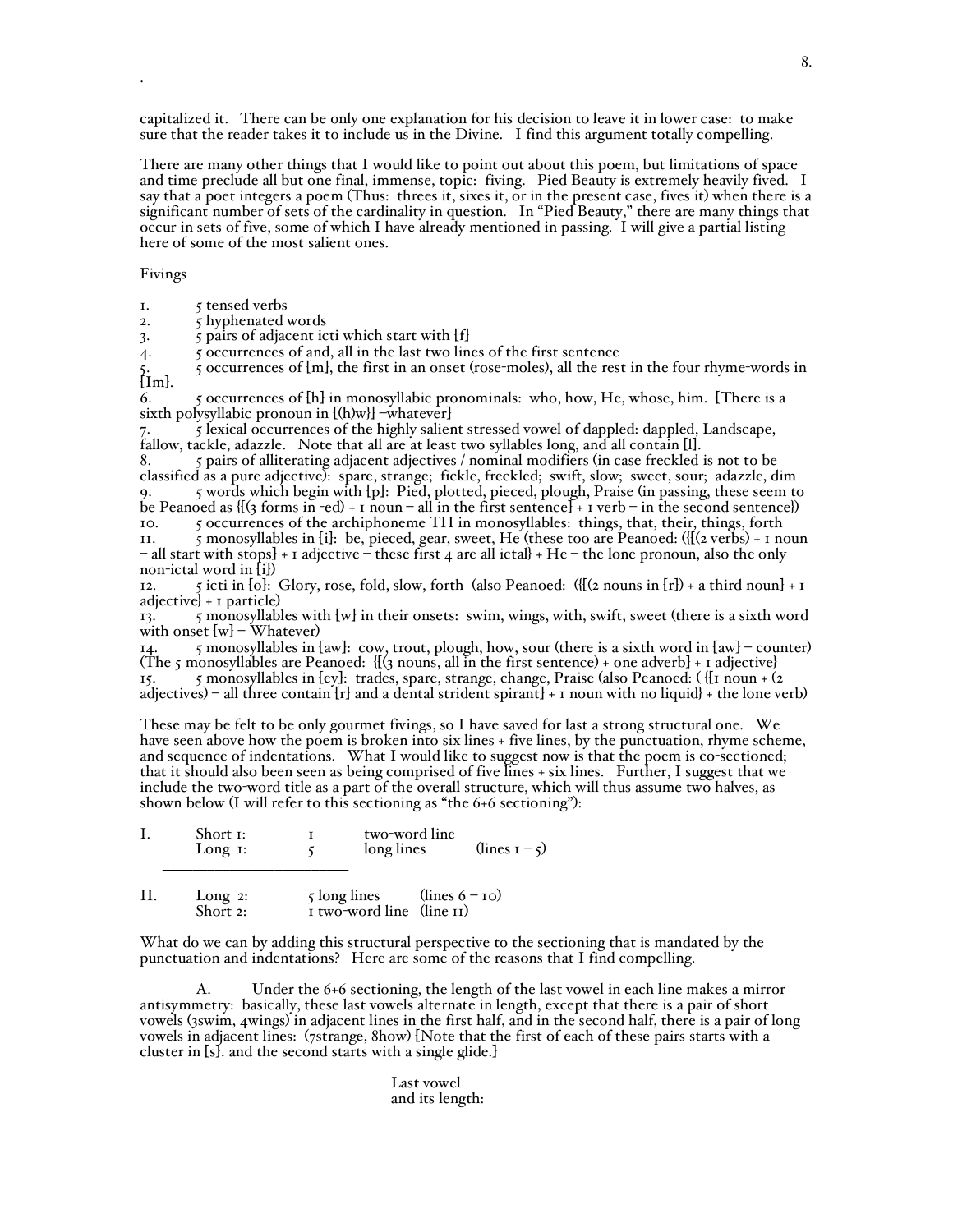capitalized it. There can be only one explanation for his decision to leave it in lower case: to make sure that the reader takes it to include us in the Divine. I find this argument totally compelling.

There are many other things that I would like to point out about this poem, but limitations of space and time preclude all but one final, immense, topic: fiving. Pied Beauty is extremely heavily fived. I say that a poet integers a poem (Thus: threes it, sixes it, or in the present case, fives it) when there is a significant number of sets of the cardinality in question. In "Pied Beauty," there are many things that occur in sets of five, some of which I have already mentioned in passing. I will give a partial listing here of some of the most salient ones.

Fivings

1. 5 tensed verbs
2. 5 hyphenated words
3. 5 pairs of adjacent icti which start with [f]
4. 5 occurrences of and, all in the last two lines of the first sentence
5. 5 occurrences of [m], the first in an onset (rose-moles), all the rest in the four rhyme-words in [Im].
6. 5 occurrences of [h] in monosyllabic pronominals: who, how, He, whose, him. [There is a sixth polysyllabic pronoun in [(h)w}] –whatever}
7. 5 lexical occurrences of the highly salient stressed vowel of dappled: dappled, Landscape, fallow, tackle, adazzle. Note that all are at least two syllables long, and all contain [l].
8. 5 pairs of alliterating adjacent adjectives / nominal modifiers (in case freckled is not to be classified as a pure adjective): spare, strange; fickle, freckled; swift, slow; sweet, sour; adazzle, dim
9. 5 words which begin with [p]: Pied, plotted, pieced, plough, Praise (in passing, these seem to be Peanoed as {[(3 forms in -ed) + 1 noun – all in the first sentence] + 1 verb – in the second sentence})
10. 5 occurrences of the archiphoneme TH in monosyllables: things, that, their, things, forth
11. 5 monosyllables in [i]: be, pieced, gear, sweet, He (these too are Peanoed: ({[(2 verbs) + 1 noun – all start with stops] + 1 adjective – these first 4 are all ictal} + He – the lone pronoun, also the only non-ictal word in [i])
12. 5 icti in [o]: Glory, rose, fold, slow, forth (also Peanoed: ({[(2 nouns in [r]) + a third noun] + 1 adjective} + 1 particle)
13. 5 monosyllables with [w] in their onsets: swim, wings, with, swift, sweet (there is a sixth word with onset [w] – Whatever)
14. 5 monosyllables in [aw]: cow, trout, plough, how, sour (there is a sixth word in [aw] – counter) (The 5 monosyllables are Peanoed: {[(3 nouns, all in the first sentence) + one adverb] + 1 adjective}
15. 5 monosyllables in [ey]: trades, spare, strange, change, Praise (also Peanoed: ( {[1 noun + (2 adjectives) – all three contain [r] and a dental strident spirant] + 1 noun with no liquid} + the lone verb)

These may be felt to be only gourmet fivings, so I have saved for last a strong structural one. We have seen above how the poem is broken into six lines + five lines, by the punctuation, rhyme scheme, and sequence of indentations. What I would like to suggest now is that the poem is co-sectioned; that it should also been seen as being comprised of five lines + six lines. Further, I suggest that we include the two-word title as a part of the overall structure, which will thus assume two halves, as shown below (I will refer to this sectioning as "the 6+6 sectioning"):

| | | | | |
|---|---|---|---|---|
| I. | Short 1: | 1 | two-word line | |
| | Long 1: | 5 | long lines | (lines 1 – 5) |
| II. | Long 2: | 5 | long lines | (lines 6 – 10) |
| | Short 2: | 1 | two-word line | (line 11) |

What do we can by adding this structural perspective to the sectioning that is mandated by the punctuation and indentations? Here are some of the reasons that I find compelling.

A. Under the 6+6 sectioning, the length of the last vowel in each line makes a mirror antisymmetry: basically, these last vowels alternate in length, except that there is a pair of short vowels (3swim, 4wings) in adjacent lines in the first half, and in the second half, there is a pair of long vowels in adjacent lines: (7strange, 8how) [Note that the first of each of these pairs starts with a cluster in [s]. and the second starts with a single glide.}

Last vowel
and its length: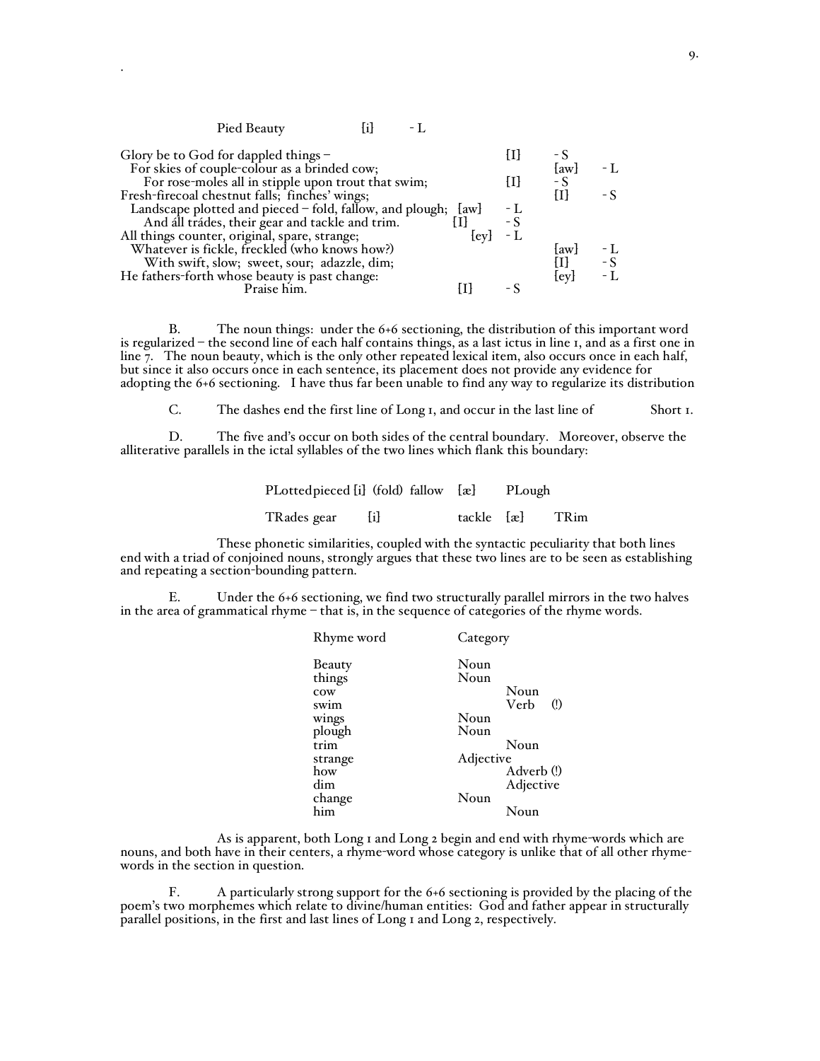Pied Beauty          [i]     - L

```
Glory be to God for dappled things –                                    [I]    - S
  For skies of couple-colour as a brinded cow;                           [aw]   - L
    For rose-moles all in stipple upon trout that swim;                 [I]    - S
Fresh-firecoal chestnut falls; finches' wings;                          [I]    - S
  Landscape plotted and pieced – fold, fallow, and plough;  [aw]   - L
    And áll trádes, their gear and tackle and trim.          [I]    - S
All things counter, original, spare, strange;              [ey]   - L
  Whatever is fickle, freckled (who knows how?)                          [aw]   - L
    With swift, slow; sweet, sour; adazzle, dim;                         [I]    - S
He fathers-forth whose beauty is past change:                           [ey]   - L
                    Praise him.                            [I]    - S
```

B. The noun things: under the 6+6 sectioning, the distribution of this important word is regularized – the second line of each half contains things, as a last ictus in line 1, and as a first one in line 7. The noun beauty, which is the only other repeated lexical item, also occurs once in each half, but since it also occurs once in each sentence, its placement does not provide any evidence for adopting the 6+6 sectioning. I have thus far been unable to find any way to regularize its distribution

C. The dashes end the first line of Long 1, and occur in the last line of Short 1.

D. The five and's occur on both sides of the central boundary. Moreover, observe the alliterative parallels in the ictal syllables of the two lines which flank this boundary:

```
PLottedpieced [i]  (fold)  fallow   [æ]     PLough

TRades gear     [i]          tackle   [æ]     TRim
```

These phonetic similarities, coupled with the syntactic peculiarity that both lines end with a triad of conjoined nouns, strongly argues that these two lines are to be seen as establishing and repeating a section-bounding pattern.

E. Under the 6+6 sectioning, we find two structurally parallel mirrors in the two halves in the area of grammatical rhyme – that is, in the sequence of categories of the rhyme words.

| Rhyme word | Category | |
|---|---|---|
| Beauty | Noun | |
| things | Noun | |
| cow | | Noun |
| swim | | Verb (!) |
| wings | Noun | |
| plough | Noun | |
| trim | | Noun |
| strange | Adjective | |
| how | | Adverb (!) |
| dim | | Adjective |
| change | Noun | |
| him | | Noun |

As is apparent, both Long 1 and Long 2 begin and end with rhyme-words which are nouns, and both have in their centers, a rhyme-word whose category is unlike that of all other rhyme-words in the section in question.

F. A particularly strong support for the 6+6 sectioning is provided by the placing of the poem's two morphemes which relate to divine/human entities: God and father appear in structurally parallel positions, in the first and last lines of Long 1 and Long 2, respectively.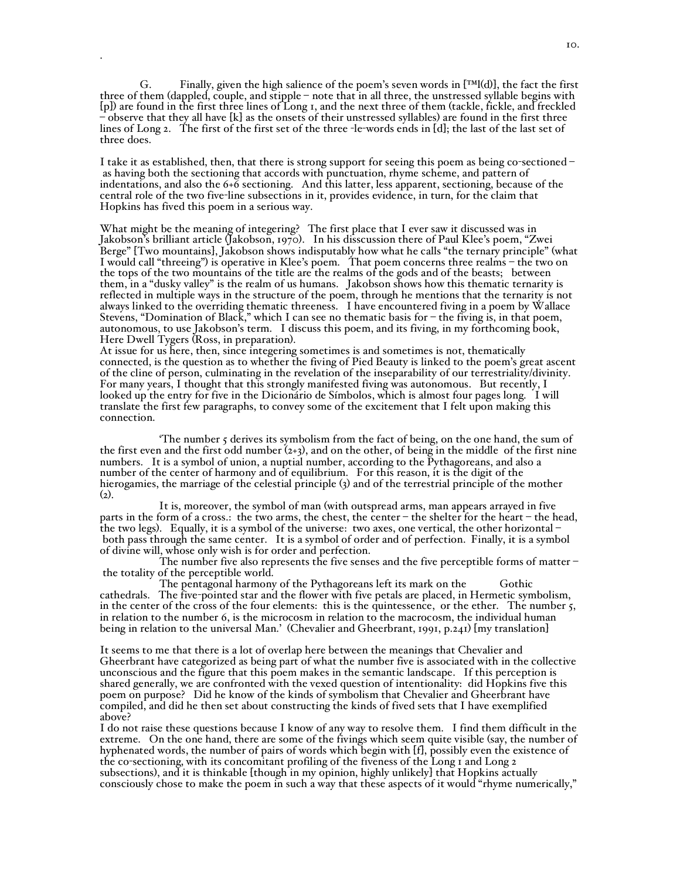G. Finally, given the high salience of the poem's seven words in [™l(d)], the fact the first three of them (dappled, couple, and stipple – note that in all three, the unstressed syllable begins with [p]) are found in the first three lines of Long 1, and the next three of them (tackle, fickle, and freckled – observe that they all have [k] as the onsets of their unstressed syllables) are found in the first three lines of Long 2. The first of the first set of the three -le-words ends in [d]; the last of the last set of three does.

I take it as established, then, that there is strong support for seeing this poem as being co-sectioned – as having both the sectioning that accords with punctuation, rhyme scheme, and pattern of indentations, and also the 6+6 sectioning. And this latter, less apparent, sectioning, because of the central role of the two five-line subsections in it, provides evidence, in turn, for the claim that Hopkins has fived this poem in a serious way.

What might be the meaning of integering? The first place that I ever saw it discussed was in Jakobson's brilliant article (Jakobson, 1970). In his disscussion there of Paul Klee's poem, "Zwei Berge" [Two mountains], Jakobson shows indisputably how what he calls "the ternary principle" (what I would call "threeing") is operative in Klee's poem. That poem concerns three realms – the two on the tops of the two mountains of the title are the realms of the gods and of the beasts; between them, in a "dusky valley" is the realm of us humans. Jakobson shows how this thematic ternarity is reflected in multiple ways in the structure of the poem, through he mentions that the ternarity is not always linked to the overriding thematic threeness. I have encountered fiving in a poem by Wallace Stevens, "Domination of Black," which I can see no thematic basis for – the fiving is, in that poem, autonomous, to use Jakobson's term. I discuss this poem, and its fiving, in my forthcoming book, Here Dwell Tygers (Ross, in preparation).
At issue for us here, then, since integering sometimes is and sometimes is not, thematically connected, is the question as to whether the fiving of Pied Beauty is linked to the poem's great ascent of the cline of person, culminating in the revelation of the inseparability of our terrestriality/divinity. For many years, I thought that this strongly manifested fiving was autonomous. But recently, I looked up the entry for five in the Dicionário de Símbolos, which is almost four pages long. I will translate the first few paragraphs, to convey some of the excitement that I felt upon making this connection.

'The number 5 derives its symbolism from the fact of being, on the one hand, the sum of the first even and the first odd number (2+3), and on the other, of being in the middle of the first nine numbers. It is a symbol of union, a nuptial number, according to the Pythagoreans, and also a number of the center of harmony and of equilibrium. For this reason, it is the digit of the hierogamies, the marriage of the celestial principle (3) and of the terrestrial principle of the mother (2).

It is, moreover, the symbol of man (with outspread arms, man appears arrayed in five parts in the form of a cross.: the two arms, the chest, the center – the shelter for the heart – the head, the two legs). Equally, it is a symbol of the universe: two axes, one vertical, the other horizontal – both pass through the same center. It is a symbol of order and of perfection. Finally, it is a symbol of divine will, whose only wish is for order and perfection.

The number five also represents the five senses and the five perceptible forms of matter – the totality of the perceptible world.

The pentagonal harmony of the Pythagoreans left its mark on the Gothic cathedrals. The five-pointed star and the flower with five petals are placed, in Hermetic symbolism, in the center of the cross of the four elements: this is the quintessence, or the ether. The number 5, in relation to the number 6, is the microcosm in relation to the macrocosm, the individual human being in relation to the universal Man.' (Chevalier and Gheerbrant, 1991, p.241) [my translation]

It seems to me that there is a lot of overlap here between the meanings that Chevalier and Gheerbrant have categorized as being part of what the number five is associated with in the collective unconscious and the figure that this poem makes in the semantic landscape. If this perception is shared generally, we are confronted with the vexed question of intentionality: did Hopkins five this poem on purpose? Did he know of the kinds of symbolism that Chevalier and Gheerbrant have compiled, and did he then set about constructing the kinds of fived sets that I have exemplified above?
I do not raise these questions because I know of any way to resolve them. I find them difficult in the extreme. On the one hand, there are some of the fivings which seem quite visible (say, the number of hyphenated words, the number of pairs of words which begin with [f], possibly even the existence of the co-sectioning, with its concomitant profiling of the fiveness of the Long 1 and Long 2 subsections), and it is thinkable [though in my opinion, highly unlikely] that Hopkins actually consciously chose to make the poem in such a way that these aspects of it would "rhyme numerically,"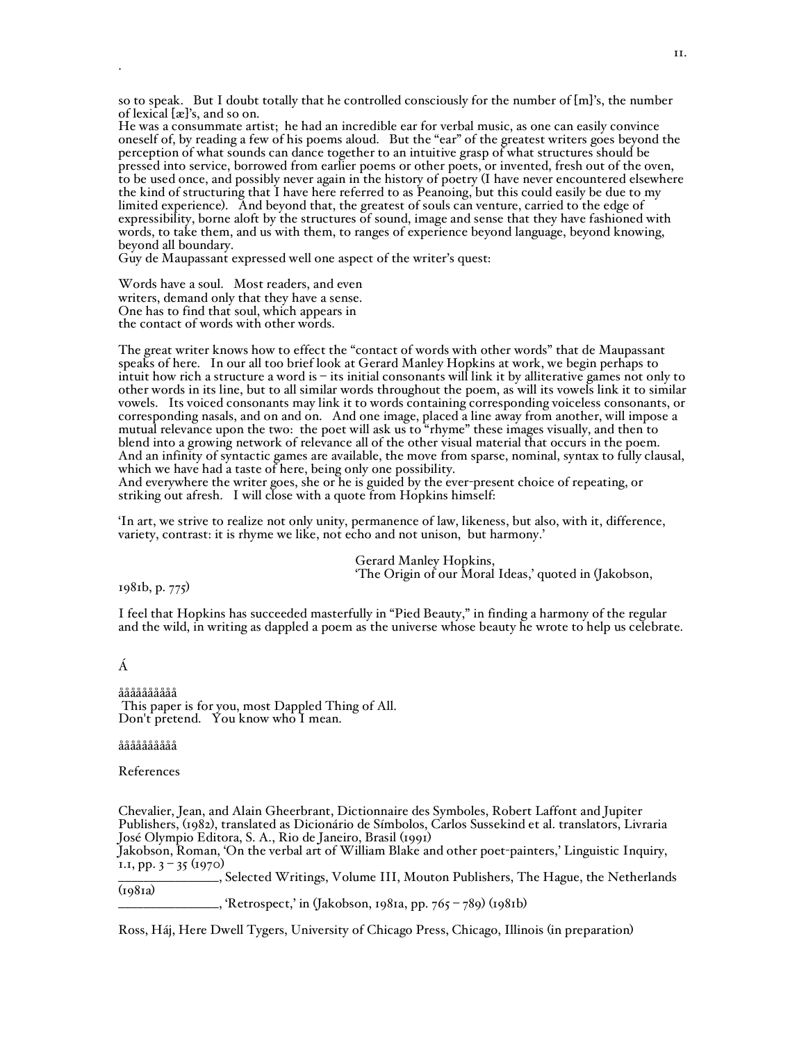so to speak. But I doubt totally that he controlled consciously for the number of [m]'s, the number of lexical [æ]'s, and so on.

He was a consummate artist; he had an incredible ear for verbal music, as one can easily convince oneself of, by reading a few of his poems aloud. But the "ear" of the greatest writers goes beyond the perception of what sounds can dance together to an intuitive grasp of what structures should be pressed into service, borrowed from earlier poems or other poets, or invented, fresh out of the oven, to be used once, and possibly never again in the history of poetry (I have never encountered elsewhere the kind of structuring that I have here referred to as Peanoing, but this could easily be due to my limited experience). And beyond that, the greatest of souls can venture, carried to the edge of expressibility, borne aloft by the structures of sound, image and sense that they have fashioned with words, to take them, and us with them, to ranges of experience beyond language, beyond knowing, beyond all boundary.

Guy de Maupassant expressed well one aspect of the writer's quest:

Words have a soul. Most readers, and even
writers, demand only that they have a sense.
One has to find that soul, which appears in
the contact of words with other words.

The great writer knows how to effect the "contact of words with other words" that de Maupassant speaks of here. In our all too brief look at Gerard Manley Hopkins at work, we begin perhaps to intuit how rich a structure a word is – its initial consonants will link it by alliterative games not only to other words in its line, but to all similar words throughout the poem, as will its vowels link it to similar vowels. Its voiced consonants may link it to words containing corresponding voiceless consonants, or corresponding nasals, and on and on. And one image, placed a line away from another, will impose a mutual relevance upon the two: the poet will ask us to "rhyme" these images visually, and then to blend into a growing network of relevance all of the other visual material that occurs in the poem. And an infinity of syntactic games are available, the move from sparse, nominal, syntax to fully clausal, which we have had a taste of here, being only one possibility.

And everywhere the writer goes, she or he is guided by the ever-present choice of repeating, or striking out afresh. I will close with a quote from Hopkins himself:

'In art, we strive to realize not only unity, permanence of law, likeness, but also, with it, difference, variety, contrast: it is rhyme we like, not echo and not unison, but harmony.'

Gerard Manley Hopkins,
'The Origin of our Moral Ideas,' quoted in (Jakobson, 1981b, p. 775)

I feel that Hopkins has succeeded masterfully in "Pied Beauty," in finding a harmony of the regular and the wild, in writing as dappled a poem as the universe whose beauty he wrote to help us celebrate.

Á

åååååååååå

This paper is for you, most Dappled Thing of All.
Don't pretend. You know who I mean.

åååååååååå

References

Chevalier, Jean, and Alain Gheerbrant, Dictionnaire des Symboles, Robert Laffont and Jupiter Publishers, (1982), translated as Dicionário de Símbolos, Carlos Sussekind et al. translators, Livraria José Olympio Editora, S. A., Rio de Janeiro, Brasil (1991)

Jakobson, Roman, 'On the verbal art of William Blake and other poet-painters,' Linguistic Inquiry, 1.1, pp. 3 – 35 (1970)

\_\_\_\_\_\_\_\_\_\_\_\_\_\_\_, Selected Writings, Volume III, Mouton Publishers, The Hague, the Netherlands (1981a)

\_\_\_\_\_\_\_\_\_\_\_\_\_\_\_, 'Retrospect,' in (Jakobson, 1981a, pp. 765 – 789) (1981b)

Ross, Háj, Here Dwell Tygers, University of Chicago Press, Chicago, Illinois (in preparation)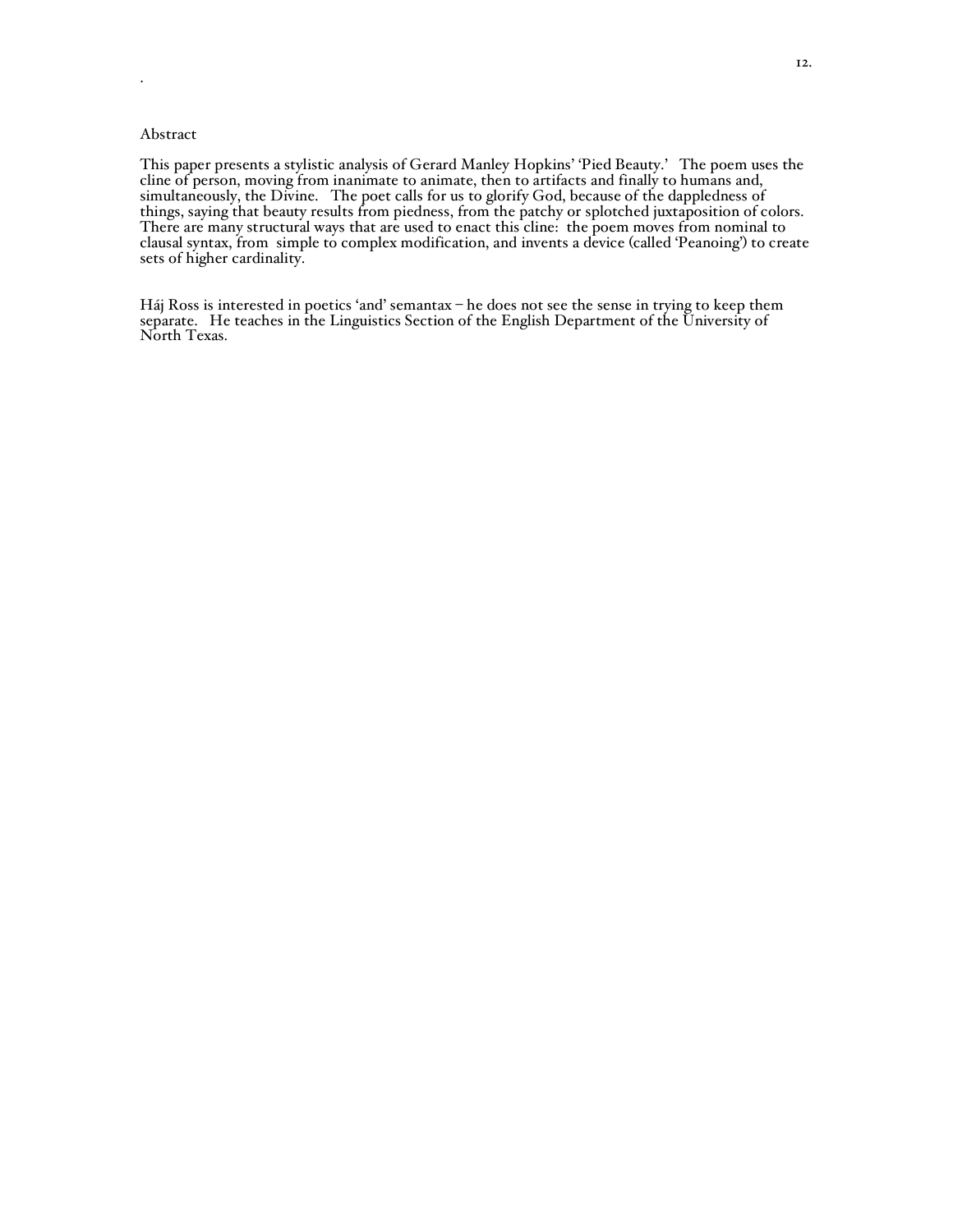## Abstract

This paper presents a stylistic analysis of Gerard Manley Hopkins' 'Pied Beauty.' The poem uses the cline of person, moving from inanimate to animate, then to artifacts and finally to humans and, simultaneously, the Divine. The poet calls for us to glorify God, because of the dappledness of things, saying that beauty results from piedness, from the patchy or splotched juxtaposition of colors. There are many structural ways that are used to enact this cline: the poem moves from nominal to clausal syntax, from simple to complex modification, and invents a device (called 'Peanoing') to create sets of higher cardinality.

Háj Ross is interested in poetics 'and' semantax – he does not see the sense in trying to keep them separate. He teaches in the Linguistics Section of the English Department of the University of North Texas.